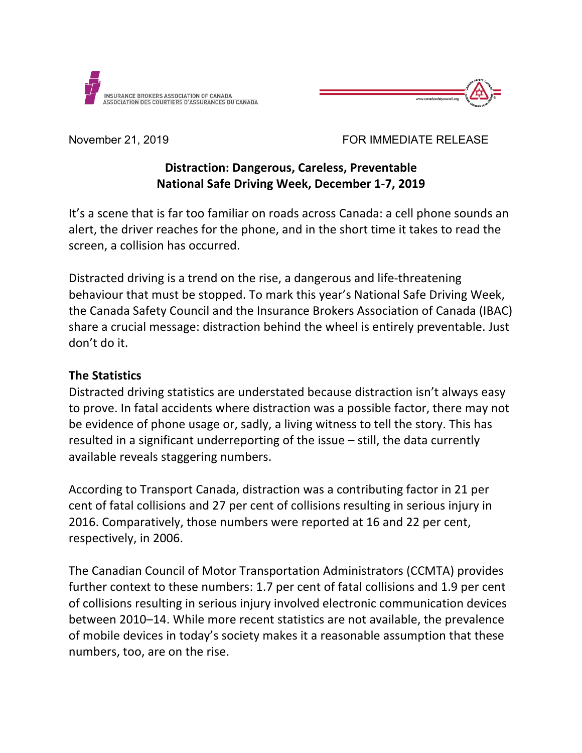INSURANCE BROKERS ASSOCIATION OF CANADA
ASSOCIATION DES COURTIERS D'ASSURANCES DU CANADA

November 21, 2019

FOR IMMEDIATE RELEASE

# Distraction: Dangerous, Careless, Preventable
## National Safe Driving Week, December 1-7, 2019

It's a scene that is far too familiar on roads across Canada: a cell phone sounds an alert, the driver reaches for the phone, and in the short time it takes to read the screen, a collision has occurred.

Distracted driving is a trend on the rise, a dangerous and life-threatening behaviour that must be stopped. To mark this year's National Safe Driving Week, the Canada Safety Council and the Insurance Brokers Association of Canada (IBAC) share a crucial message: distraction behind the wheel is entirely preventable. Just don't do it.

### The Statistics

Distracted driving statistics are understated because distraction isn't always easy to prove. In fatal accidents where distraction was a possible factor, there may not be evidence of phone usage or, sadly, a living witness to tell the story. This has resulted in a significant underreporting of the issue – still, the data currently available reveals staggering numbers.

According to Transport Canada, distraction was a contributing factor in 21 per cent of fatal collisions and 27 per cent of collisions resulting in serious injury in 2016. Comparatively, those numbers were reported at 16 and 22 per cent, respectively, in 2006.

The Canadian Council of Motor Transportation Administrators (CCMTA) provides further context to these numbers: 1.7 per cent of fatal collisions and 1.9 per cent of collisions resulting in serious injury involved electronic communication devices between 2010–14. While more recent statistics are not available, the prevalence of mobile devices in today's society makes it a reasonable assumption that these numbers, too, are on the rise.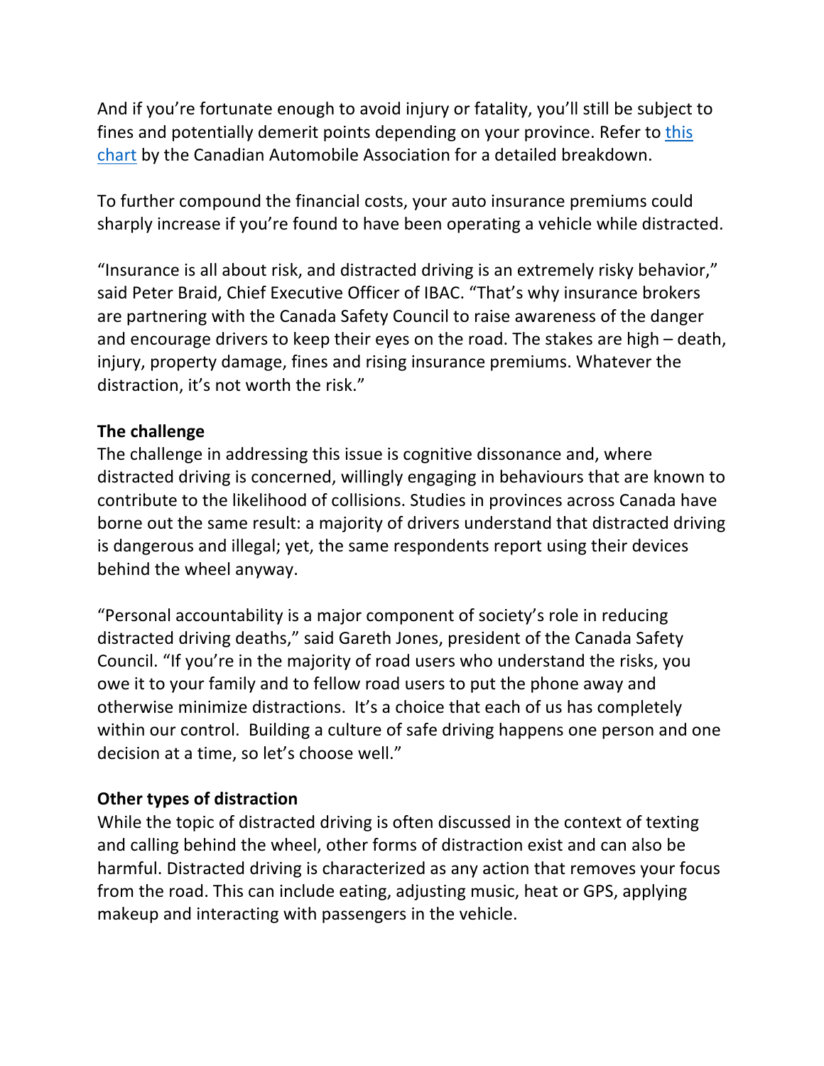And if you're fortunate enough to avoid injury or fatality, you'll still be subject to fines and potentially demerit points depending on your province. Refer to [this chart]() by the Canadian Automobile Association for a detailed breakdown.

To further compound the financial costs, your auto insurance premiums could sharply increase if you're found to have been operating a vehicle while distracted.

"Insurance is all about risk, and distracted driving is an extremely risky behavior," said Peter Braid, Chief Executive Officer of IBAC. "That's why insurance brokers are partnering with the Canada Safety Council to raise awareness of the danger and encourage drivers to keep their eyes on the road. The stakes are high – death, injury, property damage, fines and rising insurance premiums. Whatever the distraction, it's not worth the risk."

**The challenge**

The challenge in addressing this issue is cognitive dissonance and, where distracted driving is concerned, willingly engaging in behaviours that are known to contribute to the likelihood of collisions. Studies in provinces across Canada have borne out the same result: a majority of drivers understand that distracted driving is dangerous and illegal; yet, the same respondents report using their devices behind the wheel anyway.

"Personal accountability is a major component of society's role in reducing distracted driving deaths," said Gareth Jones, president of the Canada Safety Council. "If you're in the majority of road users who understand the risks, you owe it to your family and to fellow road users to put the phone away and otherwise minimize distractions. It's a choice that each of us has completely within our control. Building a culture of safe driving happens one person and one decision at a time, so let's choose well."

**Other types of distraction**

While the topic of distracted driving is often discussed in the context of texting and calling behind the wheel, other forms of distraction exist and can also be harmful. Distracted driving is characterized as any action that removes your focus from the road. This can include eating, adjusting music, heat or GPS, applying makeup and interacting with passengers in the vehicle.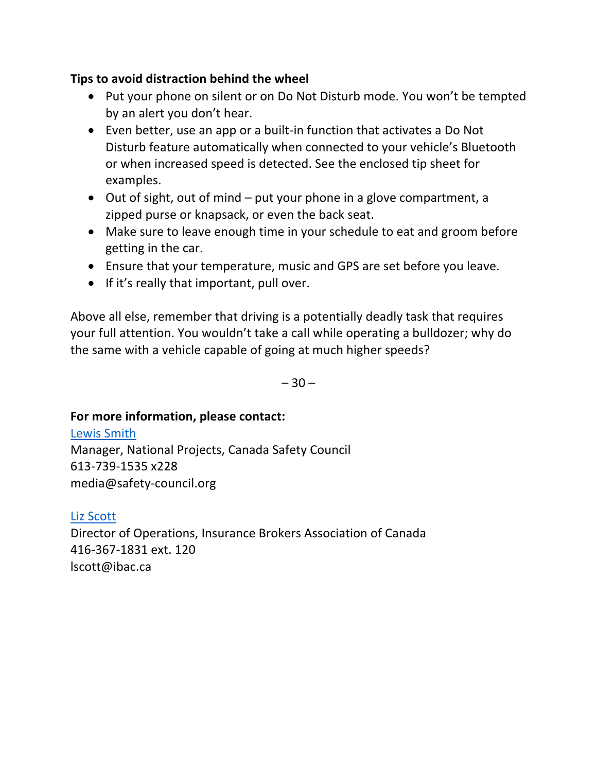**Tips to avoid distraction behind the wheel**

- Put your phone on silent or on Do Not Disturb mode. You won't be tempted by an alert you don't hear.
- Even better, use an app or a built-in function that activates a Do Not Disturb feature automatically when connected to your vehicle's Bluetooth or when increased speed is detected. See the enclosed tip sheet for examples.
- Out of sight, out of mind – put your phone in a glove compartment, a zipped purse or knapsack, or even the back seat.
- Make sure to leave enough time in your schedule to eat and groom before getting in the car.
- Ensure that your temperature, music and GPS are set before you leave.
- If it's really that important, pull over.

Above all else, remember that driving is a potentially deadly task that requires your full attention. You wouldn't take a call while operating a bulldozer; why do the same with a vehicle capable of going at much higher speeds?

– 30 –

**For more information, please contact:**

Lewis Smith
Manager, National Projects, Canada Safety Council
613-739-1535 x228
media@safety-council.org

Liz Scott
Director of Operations, Insurance Brokers Association of Canada
416-367-1831 ext. 120
lscott@ibac.ca